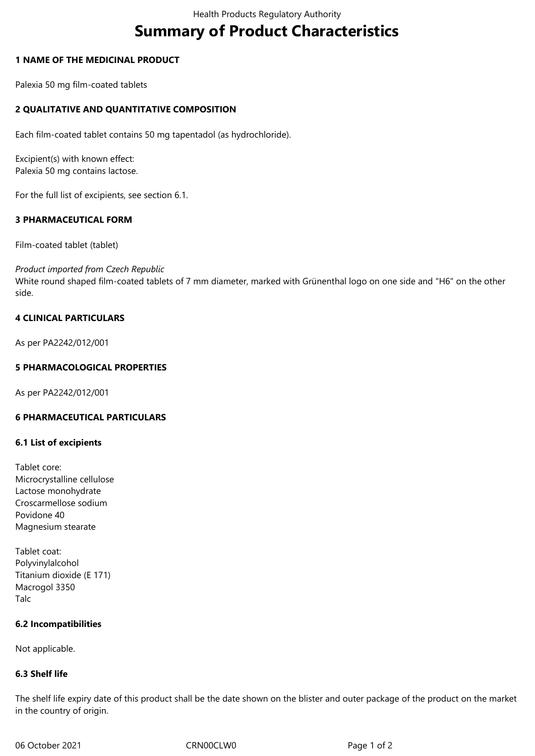# Summary of Product Characteristics

## 1 NAME OF THE MEDICINAL PRODUCT

Palexia 50 mg film-coated tablets

## 2 QUALITATIVE AND QUANTITATIVE COMPOSITION

Each film-coated tablet contains 50 mg tapentadol (as hydrochloride).

Excipient(s) with known effect:
Palexia 50 mg contains lactose.

For the full list of excipients, see section 6.1.

## 3 PHARMACEUTICAL FORM

Film-coated tablet (tablet)

*Product imported from Czech Republic*
White round shaped film-coated tablets of 7 mm diameter, marked with Grünenthal logo on one side and "H6" on the other side.

## 4 CLINICAL PARTICULARS

As per PA2242/012/001

## 5 PHARMACOLOGICAL PROPERTIES

As per PA2242/012/001

## 6 PHARMACEUTICAL PARTICULARS

### 6.1 List of excipients

Tablet core:
Microcrystalline cellulose
Lactose monohydrate
Croscarmellose sodium
Povidone 40
Magnesium stearate

Tablet coat:
Polyvinylalcohol
Titanium dioxide (E 171)
Macrogol 3350
Talc

### 6.2 Incompatibilities

Not applicable.

### 6.3 Shelf life

The shelf life expiry date of this product shall be the date shown on the blister and outer package of the product on the market in the country of origin.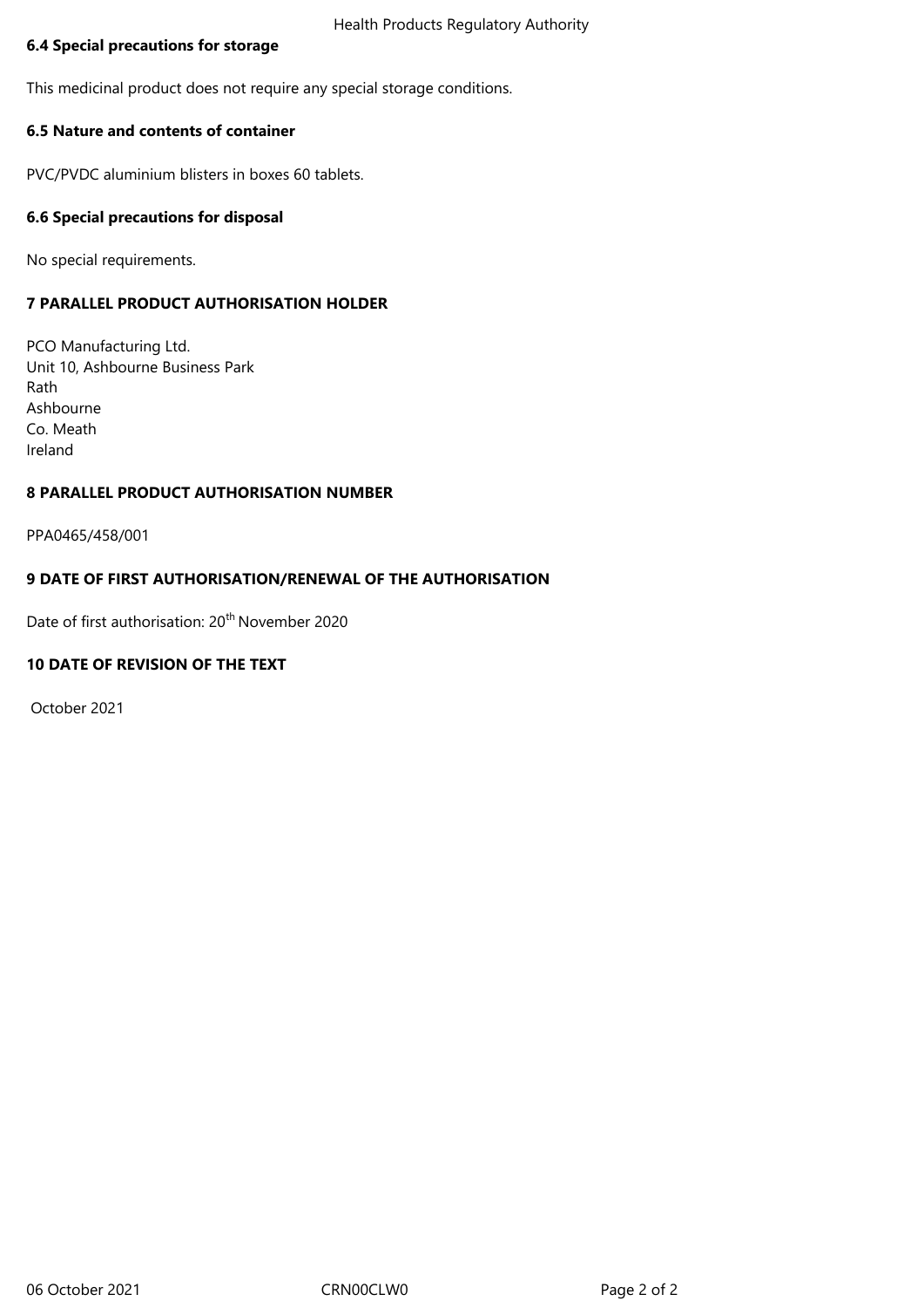## 6.4 Special precautions for storage

This medicinal product does not require any special storage conditions.

## 6.5 Nature and contents of container

PVC/PVDC aluminium blisters in boxes 60 tablets.

## 6.6 Special precautions for disposal

No special requirements.

# 7 PARALLEL PRODUCT AUTHORISATION HOLDER

PCO Manufacturing Ltd.
Unit 10, Ashbourne Business Park
Rath
Ashbourne
Co. Meath
Ireland

# 8 PARALLEL PRODUCT AUTHORISATION NUMBER

PPA0465/458/001

# 9 DATE OF FIRST AUTHORISATION/RENEWAL OF THE AUTHORISATION

Date of first authorisation: 20th November 2020

# 10 DATE OF REVISION OF THE TEXT

October 2021